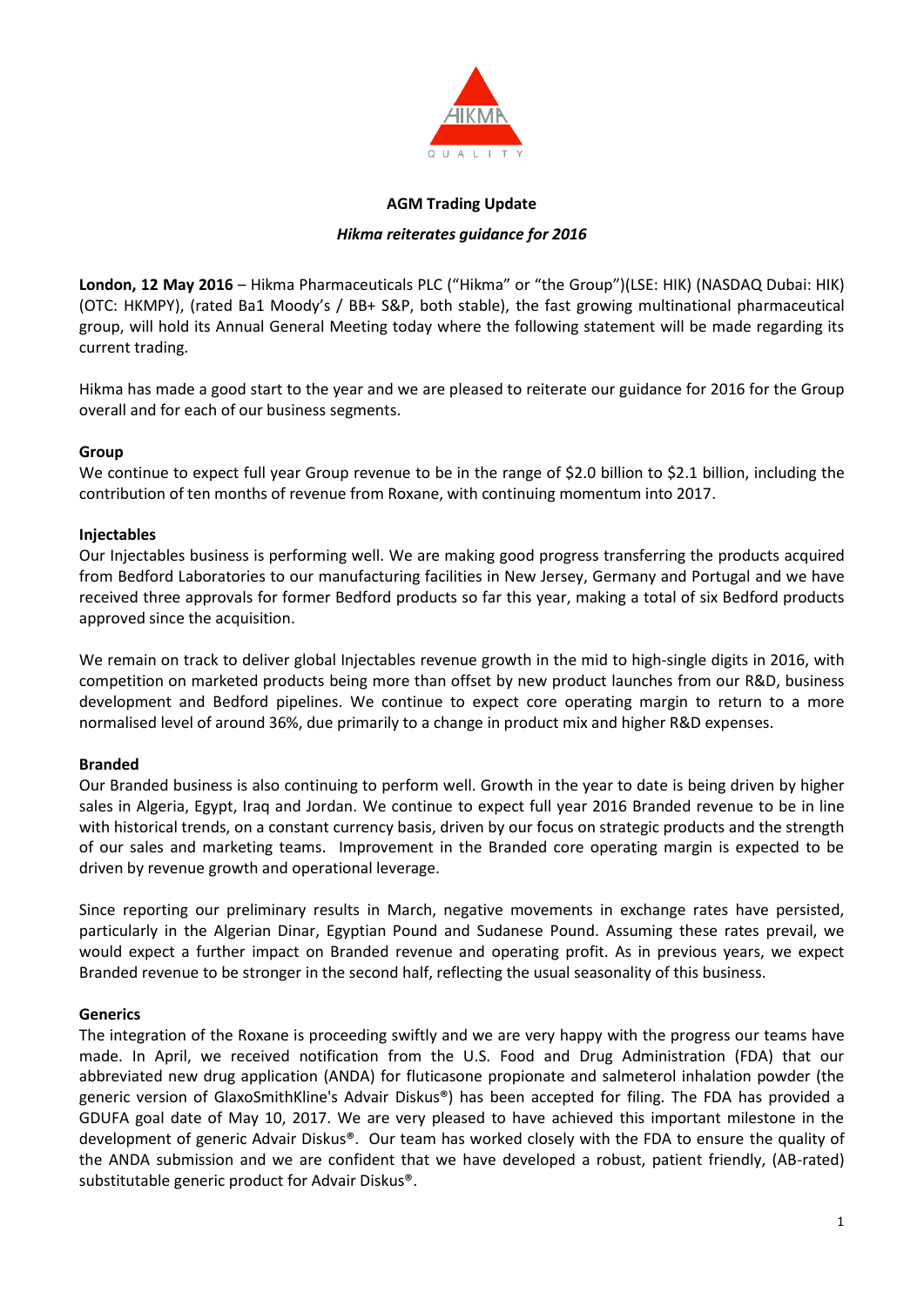**AGM Trading Update**

***Hikma reiterates guidance for 2016***

**London, 12 May 2016** – Hikma Pharmaceuticals PLC ("Hikma" or "the Group")(LSE: HIK) (NASDAQ Dubai: HIK) (OTC: HKMPY), (rated Ba1 Moody's / BB+ S&P, both stable), the fast growing multinational pharmaceutical group, will hold its Annual General Meeting today where the following statement will be made regarding its current trading.

Hikma has made a good start to the year and we are pleased to reiterate our guidance for 2016 for the Group overall and for each of our business segments.

**Group**

We continue to expect full year Group revenue to be in the range of $2.0 billion to $2.1 billion, including the contribution of ten months of revenue from Roxane, with continuing momentum into 2017.

**Injectables**

Our Injectables business is performing well. We are making good progress transferring the products acquired from Bedford Laboratories to our manufacturing facilities in New Jersey, Germany and Portugal and we have received three approvals for former Bedford products so far this year, making a total of six Bedford products approved since the acquisition.

We remain on track to deliver global Injectables revenue growth in the mid to high-single digits in 2016, with competition on marketed products being more than offset by new product launches from our R&D, business development and Bedford pipelines. We continue to expect core operating margin to return to a more normalised level of around 36%, due primarily to a change in product mix and higher R&D expenses.

**Branded**

Our Branded business is also continuing to perform well. Growth in the year to date is being driven by higher sales in Algeria, Egypt, Iraq and Jordan. We continue to expect full year 2016 Branded revenue to be in line with historical trends, on a constant currency basis, driven by our focus on strategic products and the strength of our sales and marketing teams. Improvement in the Branded core operating margin is expected to be driven by revenue growth and operational leverage.

Since reporting our preliminary results in March, negative movements in exchange rates have persisted, particularly in the Algerian Dinar, Egyptian Pound and Sudanese Pound. Assuming these rates prevail, we would expect a further impact on Branded revenue and operating profit. As in previous years, we expect Branded revenue to be stronger in the second half, reflecting the usual seasonality of this business.

**Generics**

The integration of the Roxane is proceeding swiftly and we are very happy with the progress our teams have made. In April, we received notification from the U.S. Food and Drug Administration (FDA) that our abbreviated new drug application (ANDA) for fluticasone propionate and salmeterol inhalation powder (the generic version of GlaxoSmithKline's Advair Diskus®) has been accepted for filing. The FDA has provided a GDUFA goal date of May 10, 2017. We are very pleased to have achieved this important milestone in the development of generic Advair Diskus®. Our team has worked closely with the FDA to ensure the quality of the ANDA submission and we are confident that we have developed a robust, patient friendly, (AB-rated) substitutable generic product for Advair Diskus®.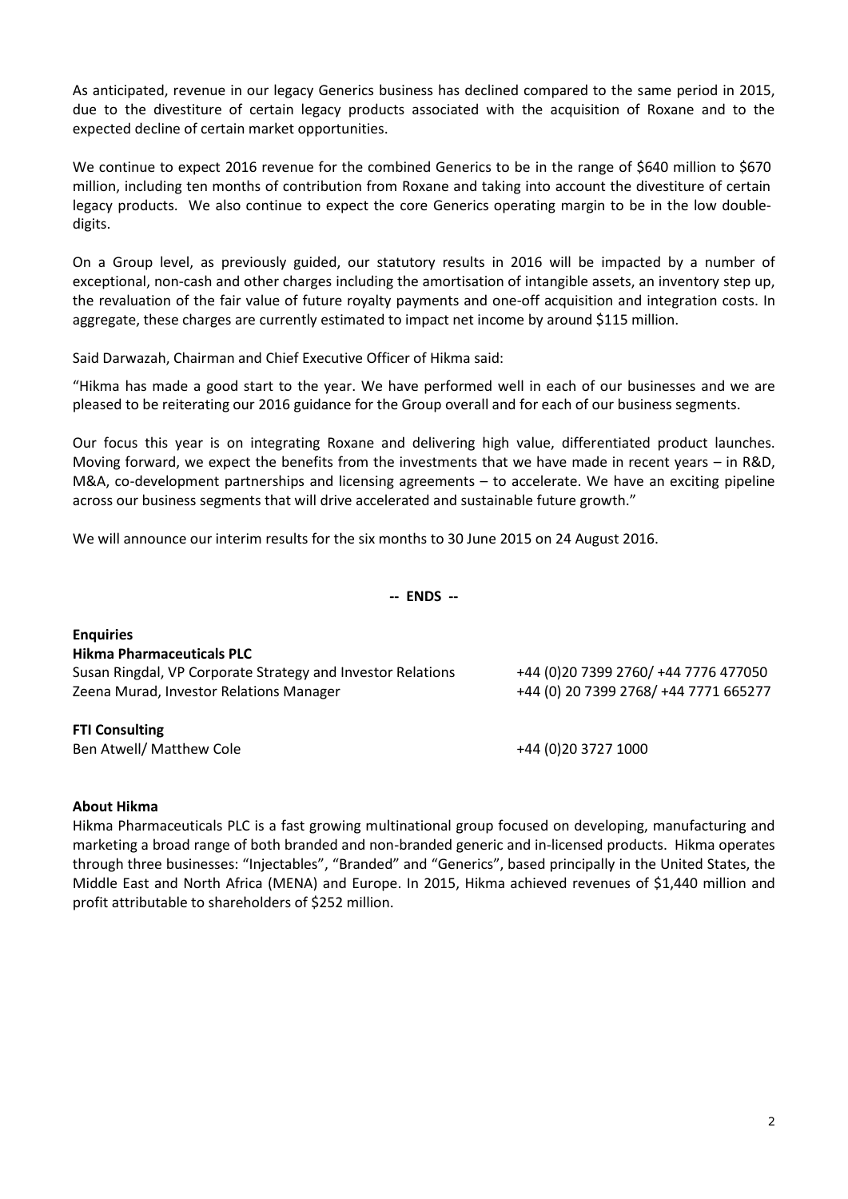As anticipated, revenue in our legacy Generics business has declined compared to the same period in 2015, due to the divestiture of certain legacy products associated with the acquisition of Roxane and to the expected decline of certain market opportunities.

We continue to expect 2016 revenue for the combined Generics to be in the range of $640 million to $670 million, including ten months of contribution from Roxane and taking into account the divestiture of certain legacy products. We also continue to expect the core Generics operating margin to be in the low double-digits.

On a Group level, as previously guided, our statutory results in 2016 will be impacted by a number of exceptional, non-cash and other charges including the amortisation of intangible assets, an inventory step up, the revaluation of the fair value of future royalty payments and one-off acquisition and integration costs. In aggregate, these charges are currently estimated to impact net income by around $115 million.

Said Darwazah, Chairman and Chief Executive Officer of Hikma said:

"Hikma has made a good start to the year. We have performed well in each of our businesses and we are pleased to be reiterating our 2016 guidance for the Group overall and for each of our business segments.

Our focus this year is on integrating Roxane and delivering high value, differentiated product launches. Moving forward, we expect the benefits from the investments that we have made in recent years – in R&D, M&A, co-development partnerships and licensing agreements – to accelerate. We have an exciting pipeline across our business segments that will drive accelerated and sustainable future growth."

We will announce our interim results for the six months to 30 June 2015 on 24 August 2016.

-- ENDS --

**Enquiries**

**Hikma Pharmaceuticals PLC**

| | |
|---|---|
| Susan Ringdal, VP Corporate Strategy and Investor Relations | +44 (0)20 7399 2760/ +44 7776 477050 |
| Zeena Murad, Investor Relations Manager | +44 (0) 20 7399 2768/ +44 7771 665277 |

**FTI Consulting**

| | |
|---|---|
| Ben Atwell/ Matthew Cole | +44 (0)20 3727 1000 |

**About Hikma**

Hikma Pharmaceuticals PLC is a fast growing multinational group focused on developing, manufacturing and marketing a broad range of both branded and non-branded generic and in-licensed products. Hikma operates through three businesses: "Injectables", "Branded" and "Generics", based principally in the United States, the Middle East and North Africa (MENA) and Europe. In 2015, Hikma achieved revenues of $1,440 million and profit attributable to shareholders of $252 million.